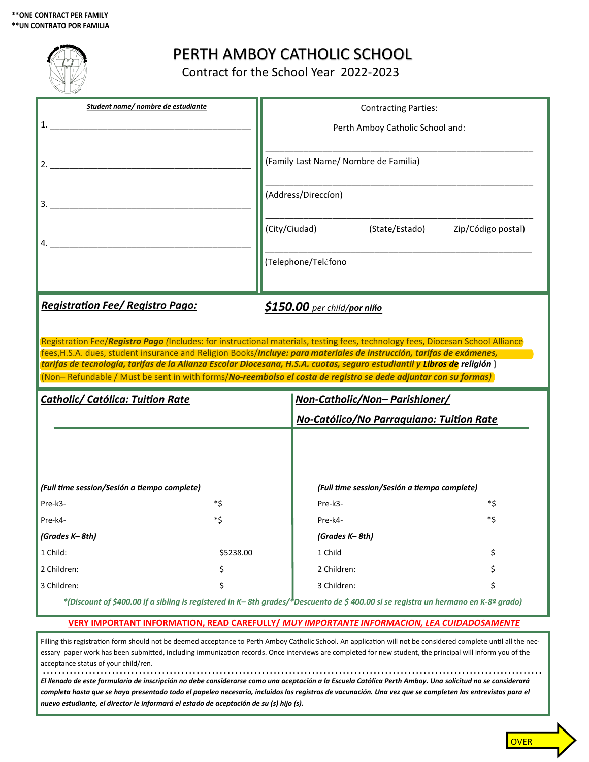**ONE CONTRACT PER FAMILY
**UN CONTRATO POR FAMILIA

# PERTH AMBOY CATHOLIC SCHOOL

Contract for the School Year 2022-2023

**Student name/ nombre de estudiante**

1. ________________________________________

2. ________________________________________

3. ________________________________________

4. ________________________________________

Contracting Parties:

Perth Amboy Catholic School and:

________________________________________
(Family Last Name/ Nombre de Familia)

________________________________________
(Address/Direccíon)

________________________________________
(City/Ciudad) (State/Estado) Zip/Código postal)

________________________________________
(Telephone/Teléfono

***Registration Fee/ Registro Pago:*** ***$150.00*** *per child/**por niño***

Registration Fee/***Registro Pago*** *(*Includes: for instructional materials, testing fees, technology fees, Diocesan School Alliance fees,H.S.A. dues, student insurance and Religion Books/***Incluye: para materiales de instrucción, tarifas de exámenes, tarifas de tecnología, tarifas de la Alianza Escolar Diocesana, H.S.A. cuotas, seguro estudiantil y Libros de*** *religión* )
(Non– Refundable / Must be sent in with forms/***No-reembolso el costa de registro se dede adjuntar con su formas)***

| ***Catholic/ Católica: Tuition Rate*** | | ***Non-Catholic/Non– Parishioner/ No-Católico/No Parraquiano: Tuition Rate*** | |
|---|---|---|---|
| ***(Full time session/Sesión a tiempo complete)*** | | ***(Full time session/Sesión a tiempo complete)*** | |
| Pre-k3- | *$ | Pre-k3- | *$ |
| Pre-k4- | *$ | Pre-k4- | *$ |
| ***(Grades K– 8th)*** | | ***(Grades K– 8th)*** | |
| 1 Child: | $5238.00 | 1 Child | $ |
| 2 Children: | $ | 2 Children: | $ |
| 3 Children: | $ | 3 Children: | $ |

**(Discount of $400.00 if a sibling is registered in K– 8th grades/*Descuento de $ 400.00 si se registra un hermano en K-8º grado)*

**VERY IMPORTANT INFORMATION, READ CAREFULLY/ *MUY IMPORTANTE INFORMACION, LEA CUIDADOSAMENTE***

Filling this registration form should not be deemed acceptance to Perth Amboy Catholic School. An application will not be considered complete until all the necessary paper work has been submitted, including immunization records. Once interviews are completed for new student, the principal will inform you of the acceptance status of your child/ren.

*El llenado de este formulario de inscripción no debe considerarse como una aceptación a la Escuela Católica Perth Amboy. Una solicitud no se considerará completa hasta que se haya presentado todo el papeleo necesario, incluidos los registros de vacunación. Una vez que se completen las entrevistas para el nuevo estudiante, el director le informará el estado de aceptación de su (s) hijo (s).*

OVER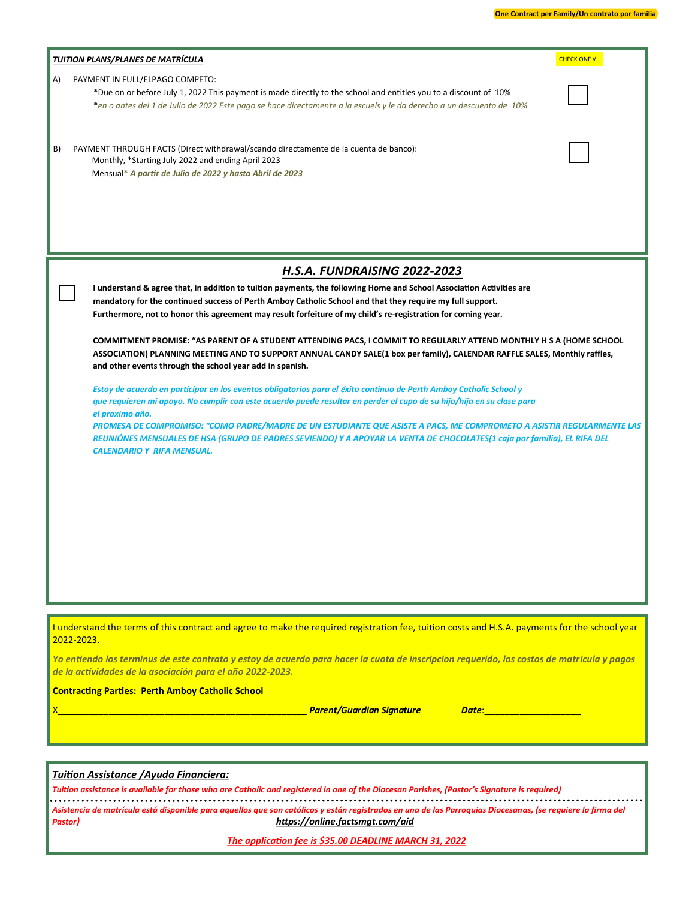One Contract per Family/Un contrato por familia

***TUITION PLANS/PLANES DE MATRÍCULA***

CHECK ONE √

A) PAYMENT IN FULL/ELPAGO COMPETO:

*Due on or before July 1, 2022 This payment is made directly to the school and entitles you to a discount of 10%

**en o antes del 1 de Julio de 2022 Este pago se hace directamente a la escuels y le da derecho a un descuento de 10%*

☐

B) PAYMENT THROUGH FACTS (Direct withdrawal/scando directamente de la cuenta de banco):

Monthly, *Starting July 2022 and ending April 2023

Mensual* ***A partir de Julio de 2022 y hasta Abril de 2023***

☐

## *H.S.A. FUNDRAISING 2022-2023*

☐ **I understand & agree that, in addition to tuition payments, the following Home and School Association Activities are mandatory for the continued success of Perth Amboy Catholic School and that they require my full support. Furthermore, not to honor this agreement may result forfeiture of my child's re-registration for coming year.**

**COMMITMENT PROMISE: "AS PARENT OF A STUDENT ATTENDING PACS, I COMMIT TO REGULARLY ATTEND MONTHLY H S A (HOME SCHOOL ASSOCIATION) PLANNING MEETING AND TO SUPPORT ANNUAL CANDY SALE(1 box per family), CALENDAR RAFFLE SALES, Monthly raffles, and other events through the school year add in spanish.**

***Estoy de acuerdo en participar en los eventos obligatorios para el éxito continuo de Perth Amboy Catholic School y que requieren mi apoyo. No cumplir con este acuerdo puede resultar en perder el cupo de su hijo/hija en su clase para el proximo año.***

***PROMESA DE COMPROMISO: "COMO PADRE/MADRE DE UN ESTUDIANTE QUE ASISTE A PACS, ME COMPROMETO A ASISTIR REGULARMENTE LAS REUNIÓNES MENSUALES DE HSA (GRUPO DE PADRES SEVIENDO) Y A APOYAR LA VENTA DE CHOCOLATES(1 caja por familia), EL RIFA DEL CALENDARIO Y RIFA MENSUAL.***

I understand the terms of this contract and agree to make the required registration fee, tuition costs and H.S.A. payments for the school year 2022-2023.

***Yo entiendo los terminus de este contrato y estoy de acuerdo para hacer la cuota de inscripcion requerido, los costos de matricula y pagos de la actividades de la asociación para el año 2022-2023.***

**Contracting Parties: Perth Amboy Catholic School**

X__________________________________________________ ***Parent/Guardian Signature*** ***Date***:____________________

***Tuition Assistance /Ayuda Financiera:***

***Tuition assistance is available for those who are Catholic and registered in one of the Diocesan Parishes, (Pastor's Signature is required)***

***Asistencia de matrícula está disponible para aquellos que son católicos y están registrados en una de las Parroquias Diocesanas, (se requiere la firma del Pastor)***

***https://online.factsmgt.com/aid***

***The application fee is $35.00 DEADLINE MARCH 31, 2022***